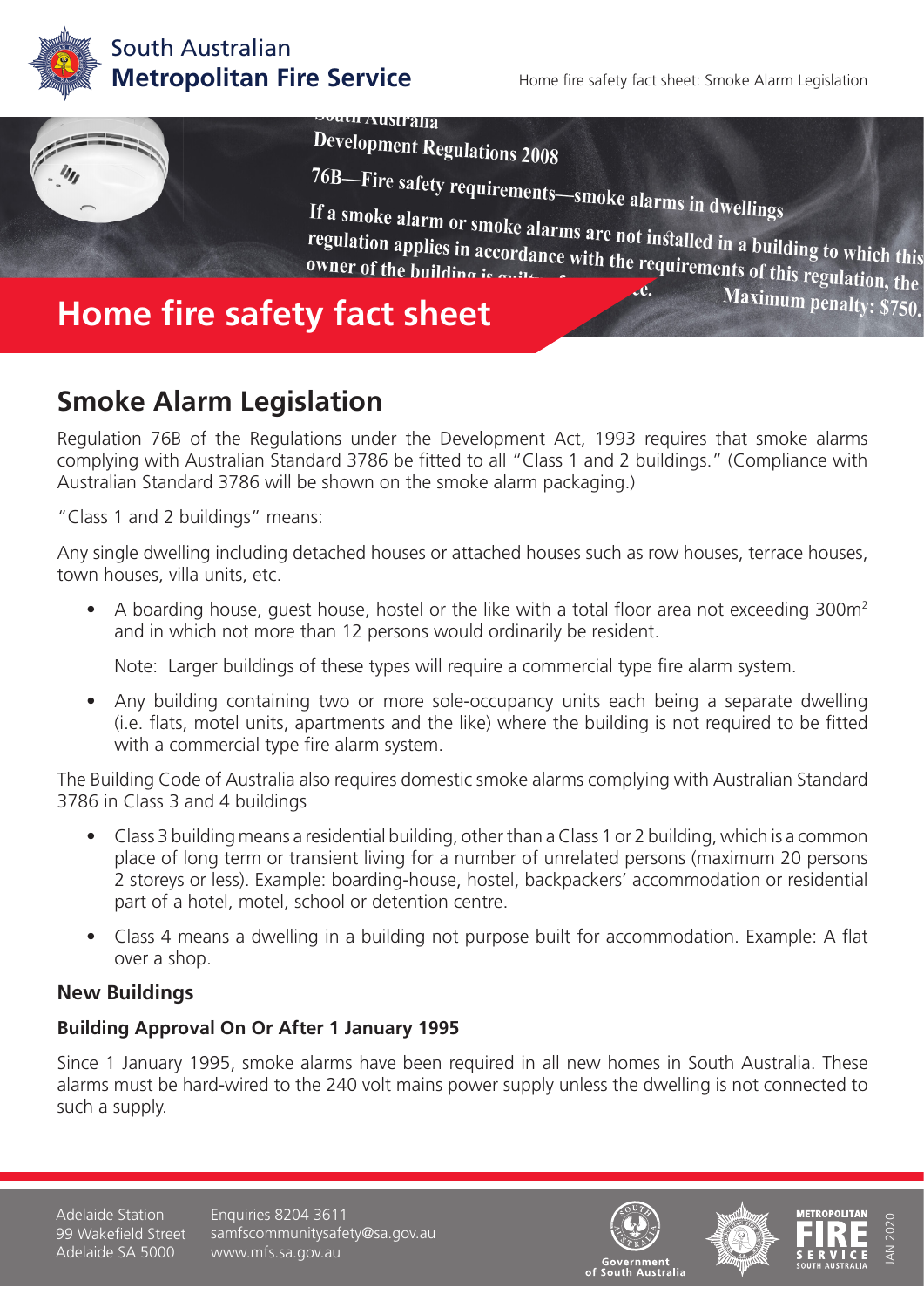# Home fire safety fact sheet

## Smoke Alarm Legislation

Regulation 76B of the Regulations under the Development Act, 1993 requires that smoke alarms complying with Australian Standard 3786 be fitted to all "Class 1 and 2 buildings." (Compliance with Australian Standard 3786 will be shown on the smoke alarm packaging.)

"Class 1 and 2 buildings" means:

Any single dwelling including detached houses or attached houses such as row houses, terrace houses, town houses, villa units, etc.

- A boarding house, guest house, hostel or the like with a total floor area not exceeding 300m$^2$ and in which not more than 12 persons would ordinarily be resident.

  Note: Larger buildings of these types will require a commercial type fire alarm system.

- Any building containing two or more sole-occupancy units each being a separate dwelling (i.e. flats, motel units, apartments and the like) where the building is not required to be fitted with a commercial type fire alarm system.

The Building Code of Australia also requires domestic smoke alarms complying with Australian Standard 3786 in Class 3 and 4 buildings

- Class 3 building means a residential building, other than a Class 1 or 2 building, which is a common place of long term or transient living for a number of unrelated persons (maximum 20 persons 2 storeys or less). Example: boarding-house, hostel, backpackers' accommodation or residential part of a hotel, motel, school or detention centre.
- Class 4 means a dwelling in a building not purpose built for accommodation. Example: A flat over a shop.

### New Buildings

#### Building Approval On Or After 1 January 1995

Since 1 January 1995, smoke alarms have been required in all new homes in South Australia. These alarms must be hard-wired to the 240 volt mains power supply unless the dwelling is not connected to such a supply.

Adelaide Station
99 Wakefield Street
Adelaide SA 5000

Enquiries 8204 3611
samfscommunitysafety@sa.gov.au
www.mfs.sa.gov.au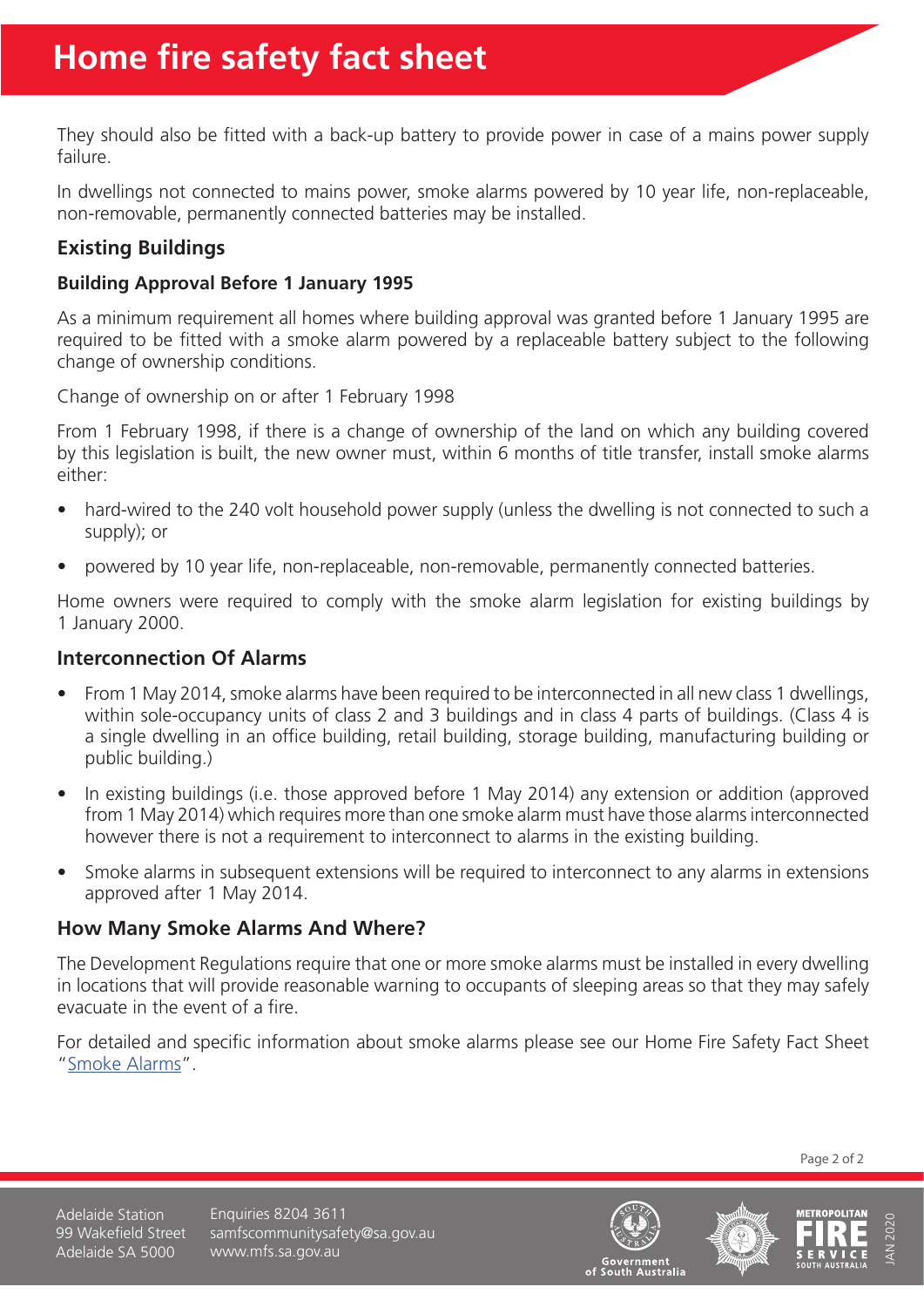They should also be fitted with a back-up battery to provide power in case of a mains power supply failure.

In dwellings not connected to mains power, smoke alarms powered by 10 year life, non-replaceable, non-removable, permanently connected batteries may be installed.

## Existing Buildings

### Building Approval Before 1 January 1995

As a minimum requirement all homes where building approval was granted before 1 January 1995 are required to be fitted with a smoke alarm powered by a replaceable battery subject to the following change of ownership conditions.

Change of ownership on or after 1 February 1998

From 1 February 1998, if there is a change of ownership of the land on which any building covered by this legislation is built, the new owner must, within 6 months of title transfer, install smoke alarms either:

- hard-wired to the 240 volt household power supply (unless the dwelling is not connected to such a supply); or
- powered by 10 year life, non-replaceable, non-removable, permanently connected batteries.

Home owners were required to comply with the smoke alarm legislation for existing buildings by 1 January 2000.

## Interconnection Of Alarms

- From 1 May 2014, smoke alarms have been required to be interconnected in all new class 1 dwellings, within sole-occupancy units of class 2 and 3 buildings and in class 4 parts of buildings. (Class 4 is a single dwelling in an office building, retail building, storage building, manufacturing building or public building.)
- In existing buildings (i.e. those approved before 1 May 2014) any extension or addition (approved from 1 May 2014) which requires more than one smoke alarm must have those alarms interconnected however there is not a requirement to interconnect to alarms in the existing building.
- Smoke alarms in subsequent extensions will be required to interconnect to any alarms in extensions approved after 1 May 2014.

## How Many Smoke Alarms And Where?

The Development Regulations require that one or more smoke alarms must be installed in every dwelling in locations that will provide reasonable warning to occupants of sleeping areas so that they may safely evacuate in the event of a fire.

For detailed and specific information about smoke alarms please see our Home Fire Safety Fact Sheet "Smoke Alarms".

Adelaide Station
99 Wakefield Street
Adelaide SA 5000

Enquiries 8204 3611
samfscommunitysafety@sa.gov.au
www.mfs.sa.gov.au

JAN 2020